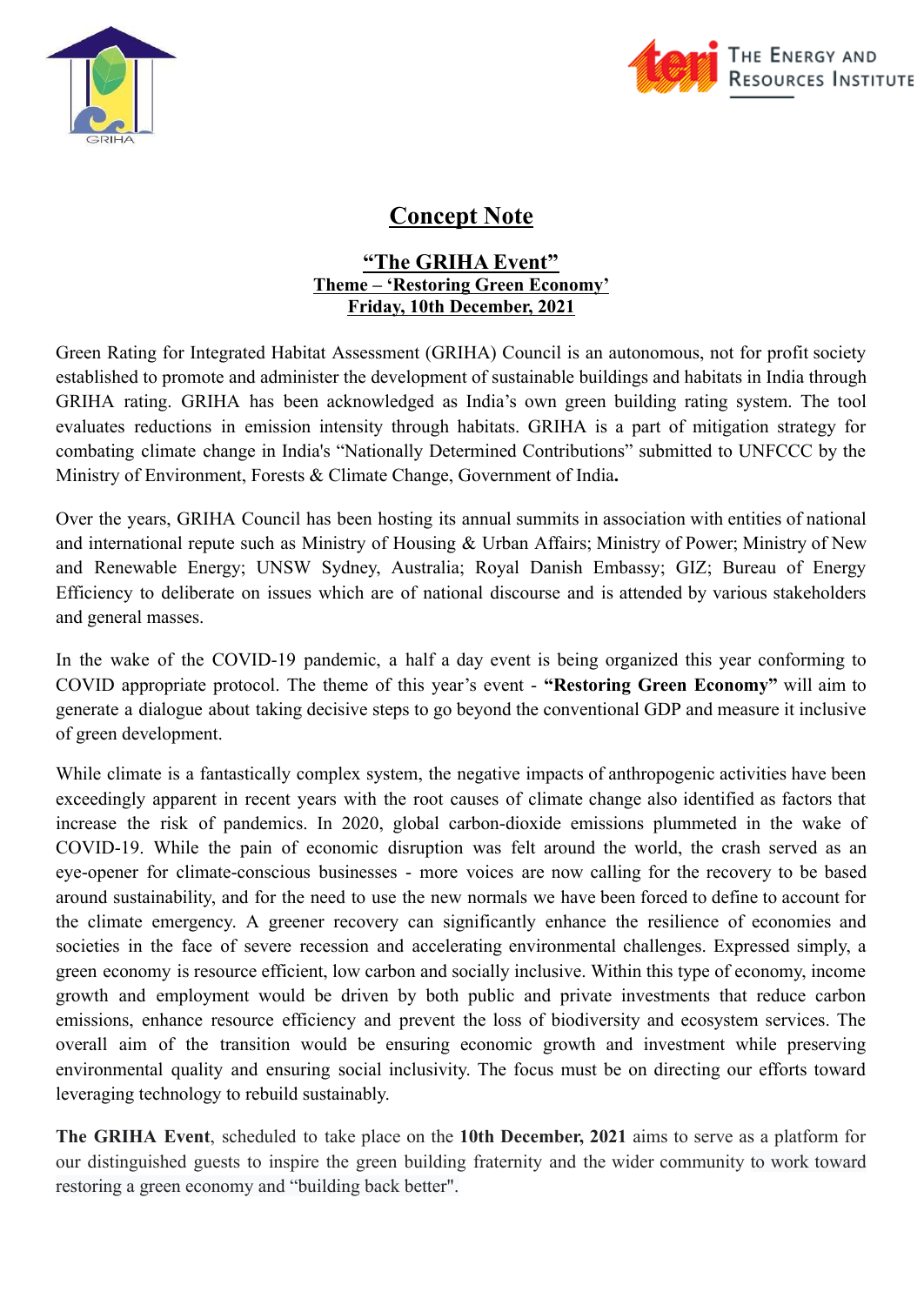# Concept Note

## "The GRIHA Event"

**Theme – 'Restoring Green Economy'**

**Friday, 10th December, 2021**

Green Rating for Integrated Habitat Assessment (GRIHA) Council is an autonomous, not for profit society established to promote and administer the development of sustainable buildings and habitats in India through GRIHA rating. GRIHA has been acknowledged as India's own green building rating system. The tool evaluates reductions in emission intensity through habitats. GRIHA is a part of mitigation strategy for combating climate change in India's "Nationally Determined Contributions" submitted to UNFCCC by the Ministry of Environment, Forests & Climate Change, Government of India**.**

Over the years, GRIHA Council has been hosting its annual summits in association with entities of national and international repute such as Ministry of Housing & Urban Affairs; Ministry of Power; Ministry of New and Renewable Energy; UNSW Sydney, Australia; Royal Danish Embassy; GIZ; Bureau of Energy Efficiency to deliberate on issues which are of national discourse and is attended by various stakeholders and general masses.

In the wake of the COVID-19 pandemic, a half a day event is being organized this year conforming to COVID appropriate protocol. The theme of this year's event - **"Restoring Green Economy"** will aim to generate a dialogue about taking decisive steps to go beyond the conventional GDP and measure it inclusive of green development.

While climate is a fantastically complex system, the negative impacts of anthropogenic activities have been exceedingly apparent in recent years with the root causes of climate change also identified as factors that increase the risk of pandemics. In 2020, global carbon-dioxide emissions plummeted in the wake of COVID-19. While the pain of economic disruption was felt around the world, the crash served as an eye-opener for climate-conscious businesses - more voices are now calling for the recovery to be based around sustainability, and for the need to use the new normals we have been forced to define to account for the climate emergency. A greener recovery can significantly enhance the resilience of economies and societies in the face of severe recession and accelerating environmental challenges. Expressed simply, a green economy is resource efficient, low carbon and socially inclusive. Within this type of economy, income growth and employment would be driven by both public and private investments that reduce carbon emissions, enhance resource efficiency and prevent the loss of biodiversity and ecosystem services. The overall aim of the transition would be ensuring economic growth and investment while preserving environmental quality and ensuring social inclusivity. The focus must be on directing our efforts toward leveraging technology to rebuild sustainably.

**The GRIHA Event**, scheduled to take place on the **10th December, 2021** aims to serve as a platform for our distinguished guests to inspire the green building fraternity and the wider community to work toward restoring a green economy and "building back better".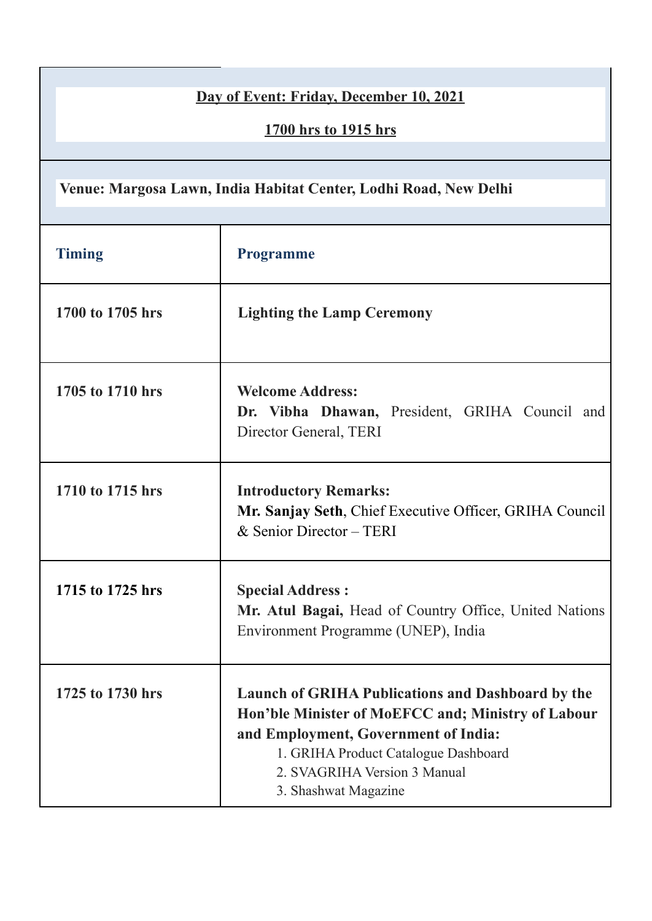**Day of Event: Friday, December 10, 2021**

**1700 hrs to 1915 hrs**

**Venue: Margosa Lawn, India Habitat Center, Lodhi Road, New Delhi**

| Timing | Programme |
|---|---|
| **1700 to 1705 hrs** | **Lighting the Lamp Ceremony** |
| **1705 to 1710 hrs** | **Welcome Address:** **Dr. Vibha Dhawan,** President, GRIHA Council and Director General, TERI |
| **1710 to 1715 hrs** | **Introductory Remarks:** **Mr. Sanjay Seth**, Chief Executive Officer, GRIHA Council & Senior Director – TERI |
| **1715 to 1725 hrs** | **Special Address :** **Mr. Atul Bagai,** Head of Country Office, United Nations Environment Programme (UNEP), India |
| **1725 to 1730 hrs** | **Launch of GRIHA Publications and Dashboard by the Hon'ble Minister of MoEFCC and; Ministry of Labour and Employment, Government of India:** 1. GRIHA Product Catalogue Dashboard 2. SVAGRIHA Version 3 Manual 3. Shashwat Magazine |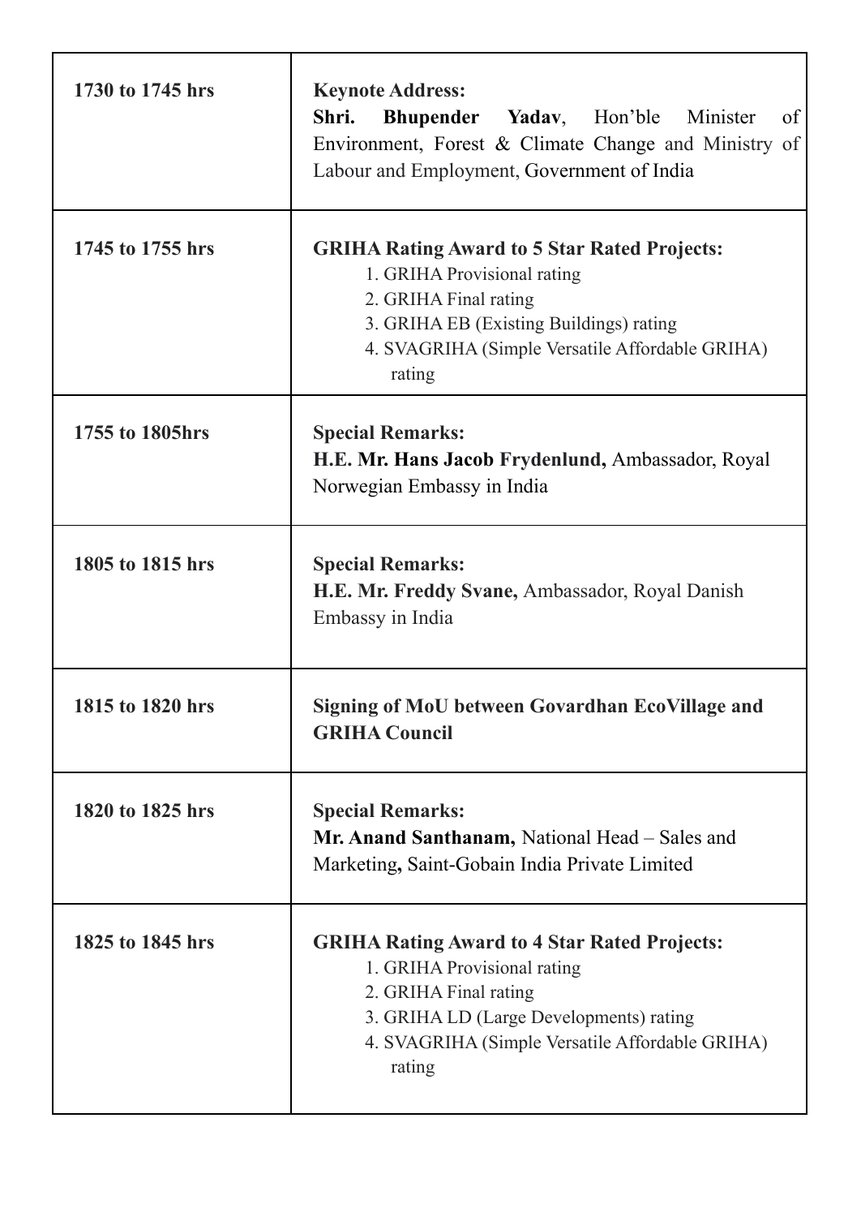| | |
|---|---|
| **1730 to 1745 hrs** | **Keynote Address:**<br>**Shri. Bhupender Yadav**, Hon'ble Minister of Environment, Forest & Climate Change and Ministry of Labour and Employment, Government of India |
| **1745 to 1755 hrs** | **GRIHA Rating Award to 5 Star Rated Projects:**<br>1. GRIHA Provisional rating<br>2. GRIHA Final rating<br>3. GRIHA EB (Existing Buildings) rating<br>4. SVAGRIHA (Simple Versatile Affordable GRIHA) rating |
| **1755 to 1805hrs** | **Special Remarks:**<br>**H.E. Mr. Hans Jacob Frydenlund,** Ambassador, Royal Norwegian Embassy in India |
| **1805 to 1815 hrs** | **Special Remarks:**<br>**H.E. Mr. Freddy Svane,** Ambassador, Royal Danish Embassy in India |
| **1815 to 1820 hrs** | **Signing of MoU between Govardhan EcoVillage and GRIHA Council** |
| **1820 to 1825 hrs** | **Special Remarks:**<br>**Mr. Anand Santhanam,** National Head – Sales and Marketing**,** Saint-Gobain India Private Limited |
| **1825 to 1845 hrs** | **GRIHA Rating Award to 4 Star Rated Projects:**<br>1. GRIHA Provisional rating<br>2. GRIHA Final rating<br>3. GRIHA LD (Large Developments) rating<br>4. SVAGRIHA (Simple Versatile Affordable GRIHA) rating |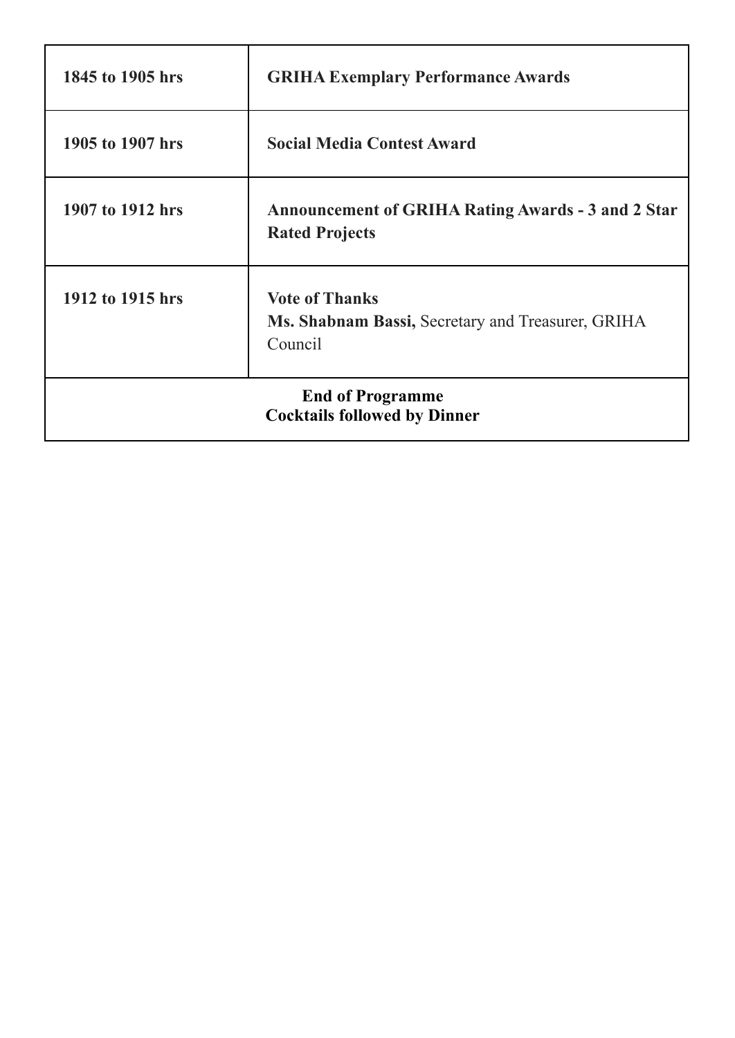| | |
|---|---|
| **1845 to 1905 hrs** | **GRIHA Exemplary Performance Awards** |
| **1905 to 1907 hrs** | **Social Media Contest Award** |
| **1907 to 1912 hrs** | **Announcement of GRIHA Rating Awards - 3 and 2 Star Rated Projects** |
| **1912 to 1915 hrs** | **Vote of Thanks**<br>**Ms. Shabnam Bassi,** Secretary and Treasurer, GRIHA Council |
| **End of Programme**<br>**Cocktails followed by Dinner** | |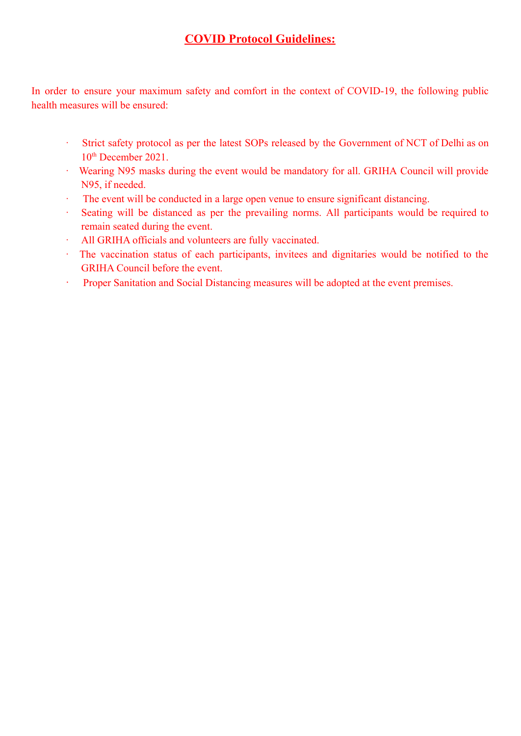# COVID Protocol Guidelines:

In order to ensure your maximum safety and comfort in the context of COVID-19, the following public health measures will be ensured:

- Strict safety protocol as per the latest SOPs released by the Government of NCT of Delhi as on 10th December 2021.
- Wearing N95 masks during the event would be mandatory for all. GRIHA Council will provide N95, if needed.
- The event will be conducted in a large open venue to ensure significant distancing.
- Seating will be distanced as per the prevailing norms. All participants would be required to remain seated during the event.
- All GRIHA officials and volunteers are fully vaccinated.
- The vaccination status of each participants, invitees and dignitaries would be notified to the GRIHA Council before the event.
- Proper Sanitation and Social Distancing measures will be adopted at the event premises.